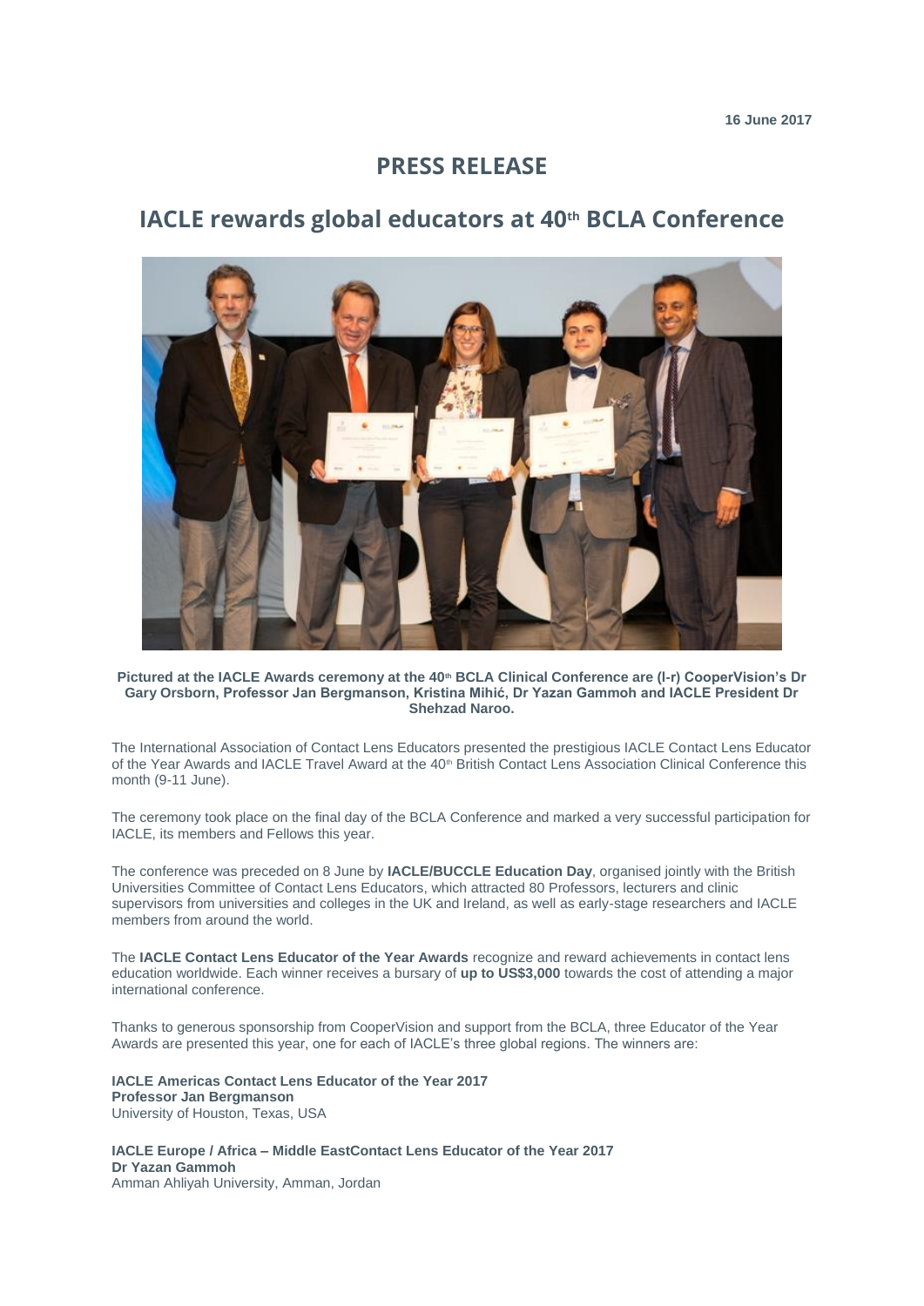16 June 2017

# PRESS RELEASE

## IACLE rewards global educators at 40th BCLA Conference

**Pictured at the IACLE Awards ceremony at the 40th BCLA Clinical Conference are (l-r) CooperVision's Dr Gary Orsborn, Professor Jan Bergmanson, Kristina Mihić, Dr Yazan Gammoh and IACLE President Dr Shehzad Naroo.**

The International Association of Contact Lens Educators presented the prestigious IACLE Contact Lens Educator of the Year Awards and IACLE Travel Award at the 40th British Contact Lens Association Clinical Conference this month (9-11 June).

The ceremony took place on the final day of the BCLA Conference and marked a very successful participation for IACLE, its members and Fellows this year.

The conference was preceded on 8 June by **IACLE/BUCCLE Education Day**, organised jointly with the British Universities Committee of Contact Lens Educators, which attracted 80 Professors, lecturers and clinic supervisors from universities and colleges in the UK and Ireland, as well as early-stage researchers and IACLE members from around the world.

The **IACLE Contact Lens Educator of the Year Awards** recognize and reward achievements in contact lens education worldwide. Each winner receives a bursary of **up to US$3,000** towards the cost of attending a major international conference.

Thanks to generous sponsorship from CooperVision and support from the BCLA, three Educator of the Year Awards are presented this year, one for each of IACLE's three global regions. The winners are:

**IACLE Americas Contact Lens Educator of the Year 2017**
**Professor Jan Bergmanson**
University of Houston, Texas, USA

**IACLE Europe / Africa – Middle EastContact Lens Educator of the Year 2017**
**Dr Yazan Gammoh**
Amman Ahliyah University, Amman, Jordan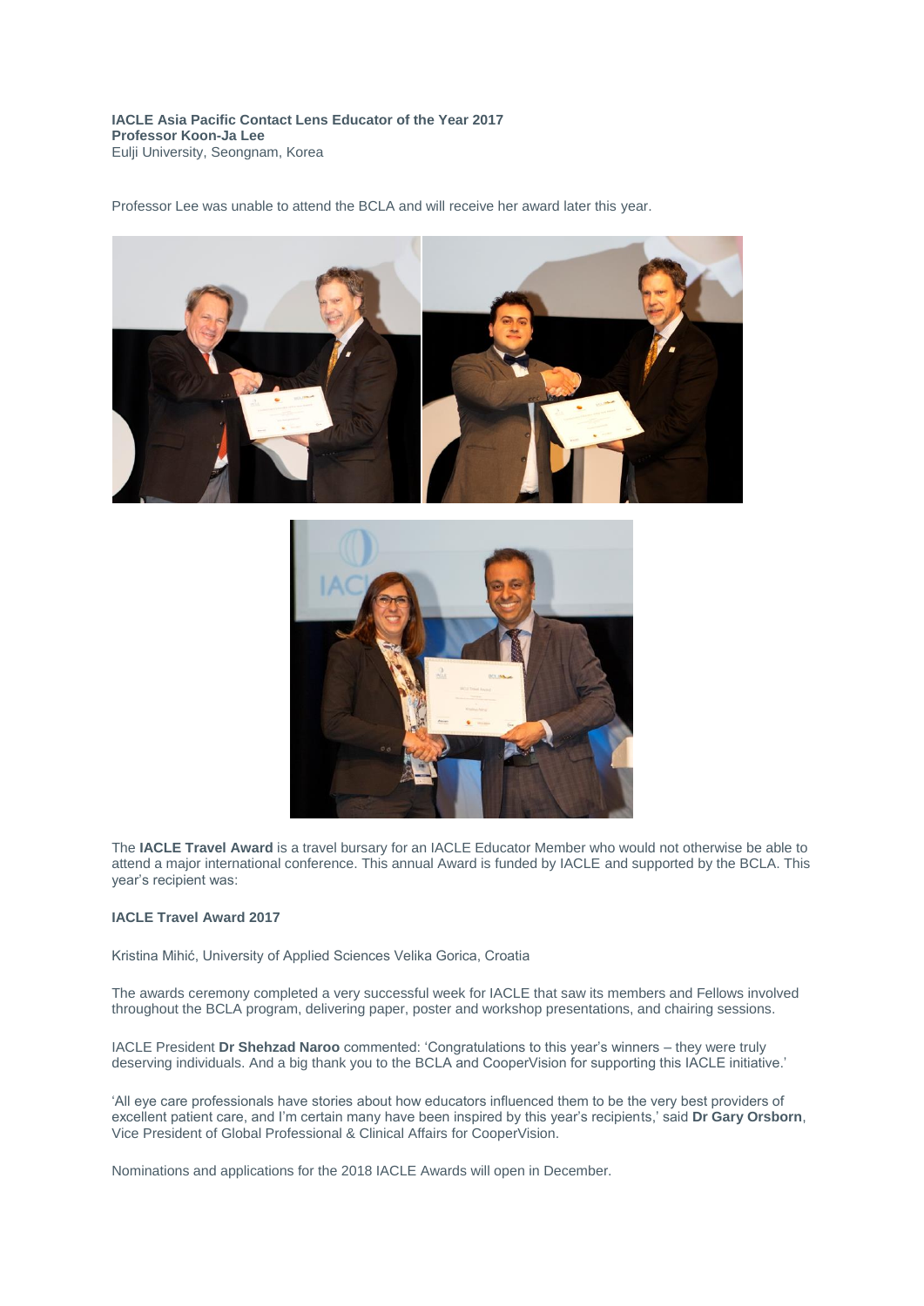**IACLE Asia Pacific Contact Lens Educator of the Year 2017**
**Professor Koon-Ja Lee**
Eulji University, Seongnam, Korea

Professor Lee was unable to attend the BCLA and will receive her award later this year.

The **IACLE Travel Award** is a travel bursary for an IACLE Educator Member who would not otherwise be able to attend a major international conference. This annual Award is funded by IACLE and supported by the BCLA. This year's recipient was:

**IACLE Travel Award 2017**

Kristina Mihić, University of Applied Sciences Velika Gorica, Croatia

The awards ceremony completed a very successful week for IACLE that saw its members and Fellows involved throughout the BCLA program, delivering paper, poster and workshop presentations, and chairing sessions.

IACLE President **Dr Shehzad Naroo** commented: 'Congratulations to this year's winners – they were truly deserving individuals. And a big thank you to the BCLA and CooperVision for supporting this IACLE initiative.'

'All eye care professionals have stories about how educators influenced them to be the very best providers of excellent patient care, and I'm certain many have been inspired by this year's recipients,' said **Dr Gary Orsborn**, Vice President of Global Professional & Clinical Affairs for CooperVision.

Nominations and applications for the 2018 IACLE Awards will open in December.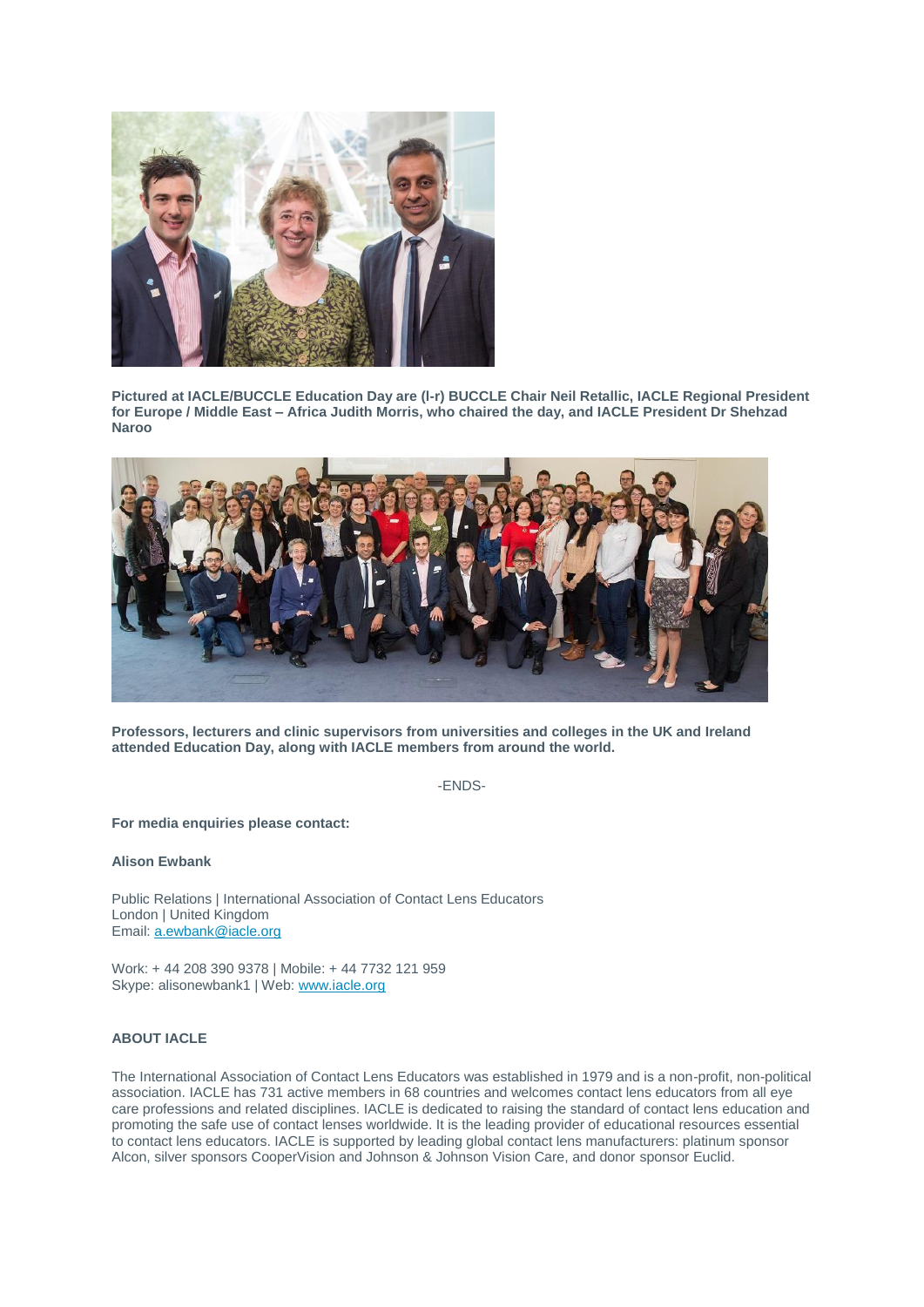**Pictured at IACLE/BUCCLE Education Day are (l-r) BUCCLE Chair Neil Retallic, IACLE Regional President for Europe / Middle East – Africa Judith Morris, who chaired the day, and IACLE President Dr Shehzad Naroo**

**Professors, lecturers and clinic supervisors from universities and colleges in the UK and Ireland attended Education Day, along with IACLE members from around the world.**

-ENDS-

**For media enquiries please contact:**

**Alison Ewbank**

Public Relations | International Association of Contact Lens Educators
London | United Kingdom
Email: a.ewbank@iacle.org

Work: + 44 208 390 9378 | Mobile: + 44 7732 121 959
Skype: alisonewbank1 | Web: www.iacle.org

**ABOUT IACLE**

The International Association of Contact Lens Educators was established in 1979 and is a non-profit, non-political association. IACLE has 731 active members in 68 countries and welcomes contact lens educators from all eye care professions and related disciplines. IACLE is dedicated to raising the standard of contact lens education and promoting the safe use of contact lenses worldwide. It is the leading provider of educational resources essential to contact lens educators. IACLE is supported by leading global contact lens manufacturers: platinum sponsor Alcon, silver sponsors CooperVision and Johnson & Johnson Vision Care, and donor sponsor Euclid.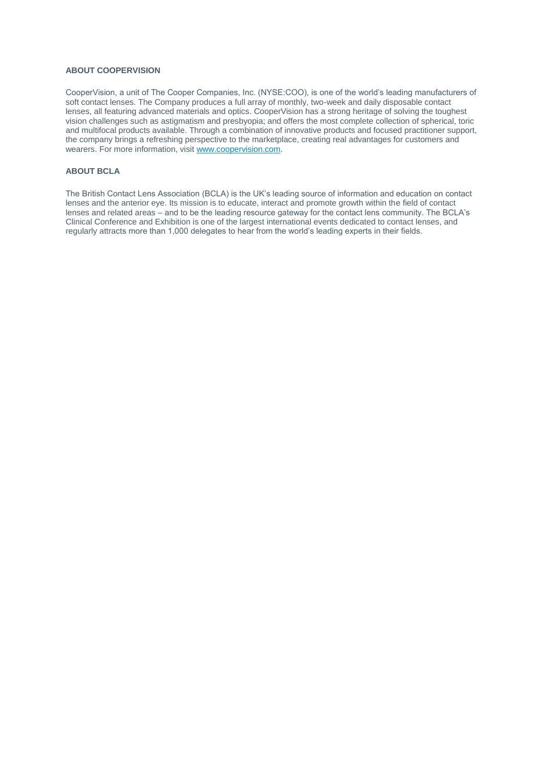**ABOUT COOPERVISION**

CooperVision, a unit of The Cooper Companies, Inc. (NYSE:COO), is one of the world's leading manufacturers of soft contact lenses. The Company produces a full array of monthly, two-week and daily disposable contact lenses, all featuring advanced materials and optics. CooperVision has a strong heritage of solving the toughest vision challenges such as astigmatism and presbyopia; and offers the most complete collection of spherical, toric and multifocal products available. Through a combination of innovative products and focused practitioner support, the company brings a refreshing perspective to the marketplace, creating real advantages for customers and wearers. For more information, visit [www.coopervision.com](http://www.coopervision.com).

**ABOUT BCLA**

The British Contact Lens Association (BCLA) is the UK's leading source of information and education on contact lenses and the anterior eye. Its mission is to educate, interact and promote growth within the field of contact lenses and related areas – and to be the leading resource gateway for the contact lens community. The BCLA's Clinical Conference and Exhibition is one of the largest international events dedicated to contact lenses, and regularly attracts more than 1,000 delegates to hear from the world's leading experts in their fields.